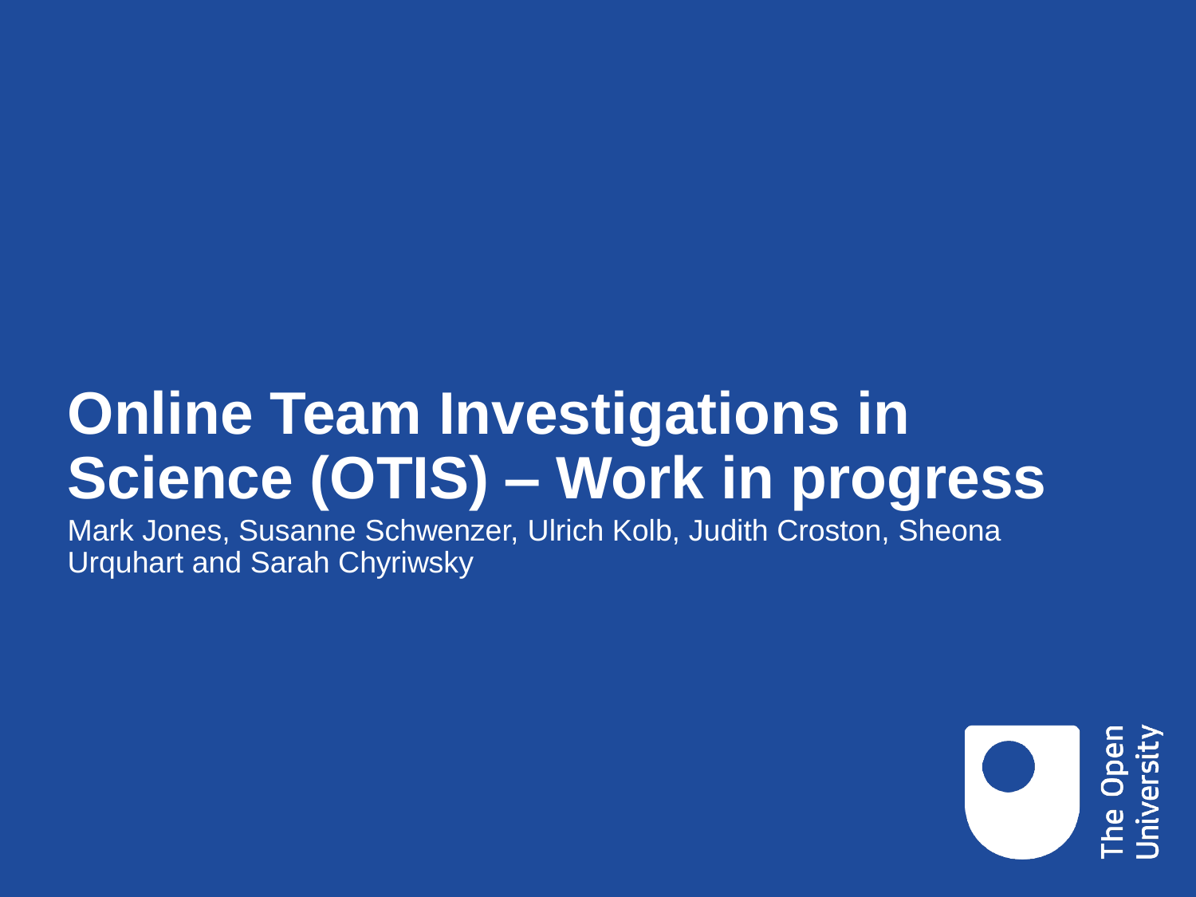# Online Team Investigations in Science (OTIS) – Work in progress

Mark Jones, Susanne Schwenzer, Ulrich Kolb, Judith Croston, Sheona Urquhart and Sarah Chyriwsky

The Open University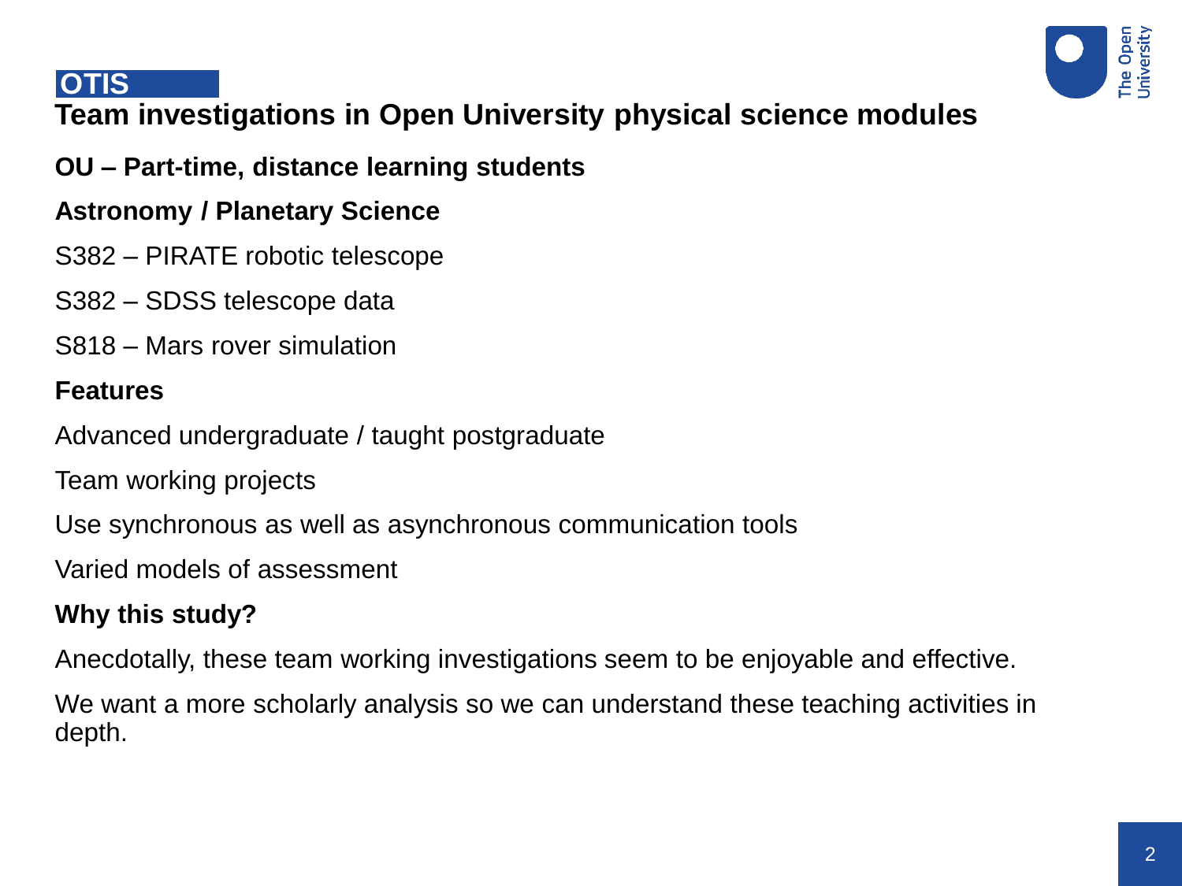**OTIS**

# Team investigations in Open University physical science modules

**OU – Part-time, distance learning students**

**Astronomy / Planetary Science**

S382 – PIRATE robotic telescope

S382 – SDSS telescope data

S818 – Mars rover simulation

**Features**

Advanced undergraduate / taught postgraduate

Team working projects

Use synchronous as well as asynchronous communication tools

Varied models of assessment

**Why this study?**

Anecdotally, these team working investigations seem to be enjoyable and effective.

We want a more scholarly analysis so we can understand these teaching activities in depth.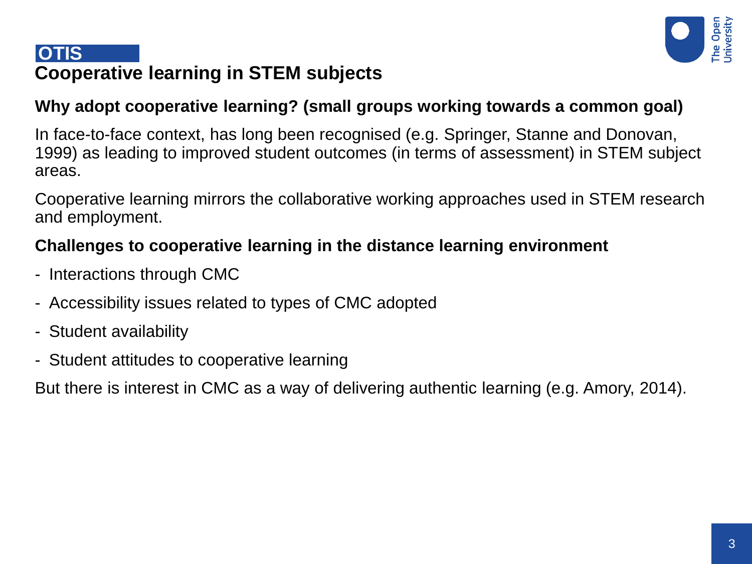**OTIS**

# Cooperative learning in STEM subjects

**Why adopt cooperative learning? (small groups working towards a common goal)**

In face-to-face context, has long been recognised (e.g. Springer, Stanne and Donovan, 1999) as leading to improved student outcomes (in terms of assessment) in STEM subject areas.

Cooperative learning mirrors the collaborative working approaches used in STEM research and employment.

**Challenges to cooperative learning in the distance learning environment**

- Interactions through CMC
- Accessibility issues related to types of CMC adopted
- Student availability
- Student attitudes to cooperative learning

But there is interest in CMC as a way of delivering authentic learning (e.g. Amory, 2014).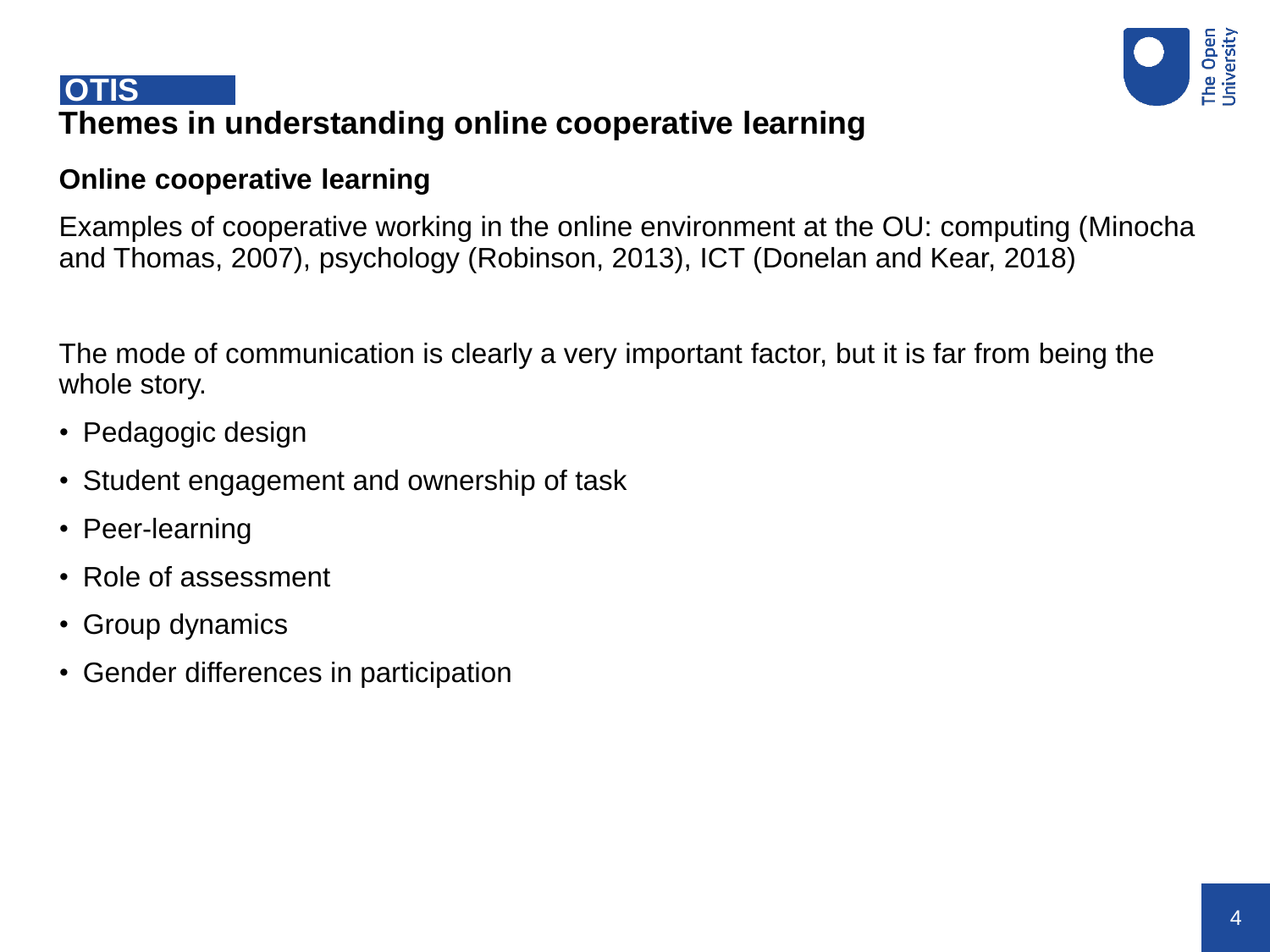**OTIS**

# Themes in understanding online cooperative learning

## Online cooperative learning

Examples of cooperative working in the online environment at the OU: computing (Minocha and Thomas, 2007), psychology (Robinson, 2013), ICT (Donelan and Kear, 2018)

The mode of communication is clearly a very important factor, but it is far from being the whole story.

- Pedagogic design
- Student engagement and ownership of task
- Peer-learning
- Role of assessment
- Group dynamics
- Gender differences in participation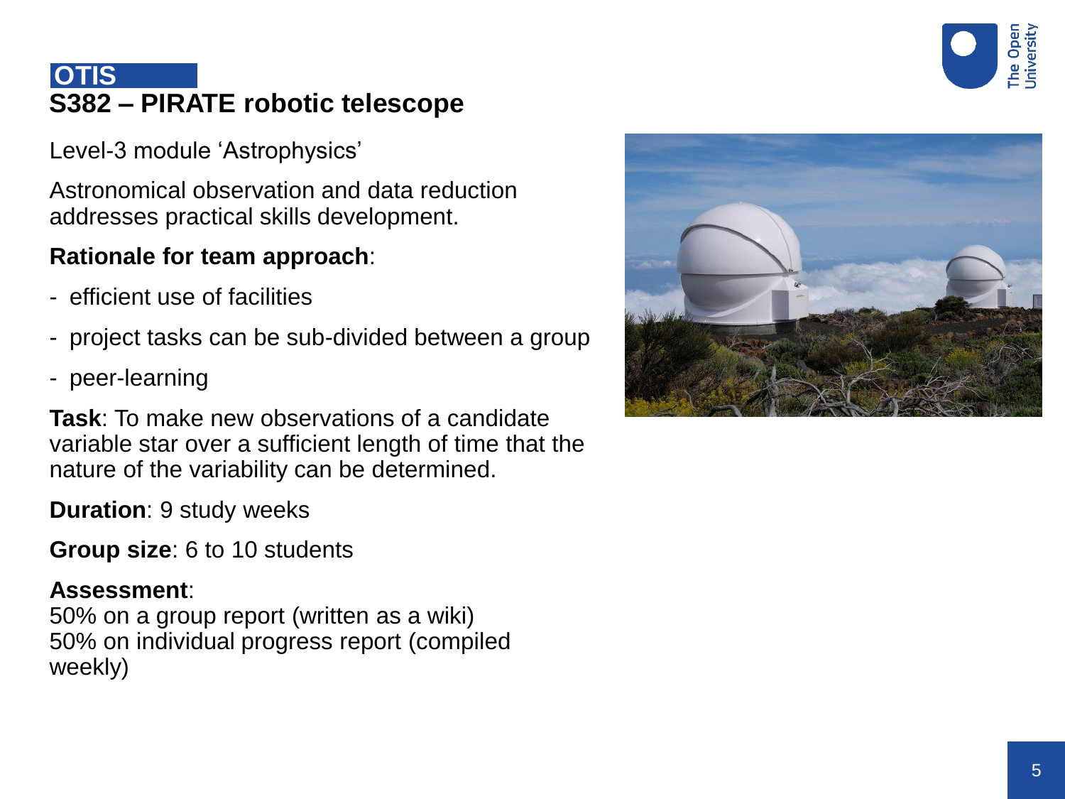**OTIS**

# S382 – PIRATE robotic telescope

Level-3 module 'Astrophysics'

Astronomical observation and data reduction addresses practical skills development.

**Rationale for team approach**:

- efficient use of facilities
- project tasks can be sub-divided between a group
- peer-learning

**Task**: To make new observations of a candidate variable star over a sufficient length of time that the nature of the variability can be determined.

**Duration**: 9 study weeks

**Group size**: 6 to 10 students

**Assessment**:
50% on a group report (written as a wiki)
50% on individual progress report (compiled weekly)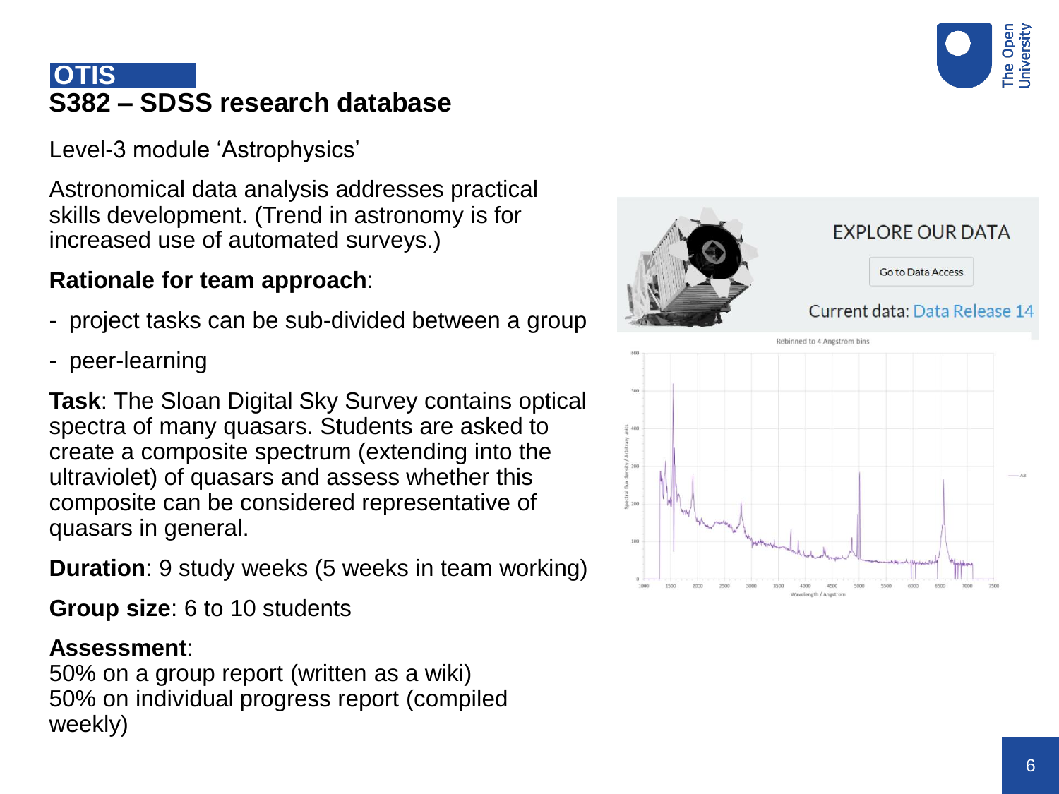## OTIS

# S382 – SDSS research database

Level-3 module 'Astrophysics'

Astronomical data analysis addresses practical skills development. (Trend in astronomy is for increased use of automated surveys.)

**Rationale for team approach**:

- project tasks can be sub-divided between a group
- peer-learning

**Task**: The Sloan Digital Sky Survey contains optical spectra of many quasars. Students are asked to create a composite spectrum (extending into the ultraviolet) of quasars and assess whether this composite can be considered representative of quasars in general.

**Duration**: 9 study weeks (5 weeks in team working)

**Group size**: 6 to 10 students

**Assessment**:
50% on a group report (written as a wiki)
50% on individual progress report (compiled weekly)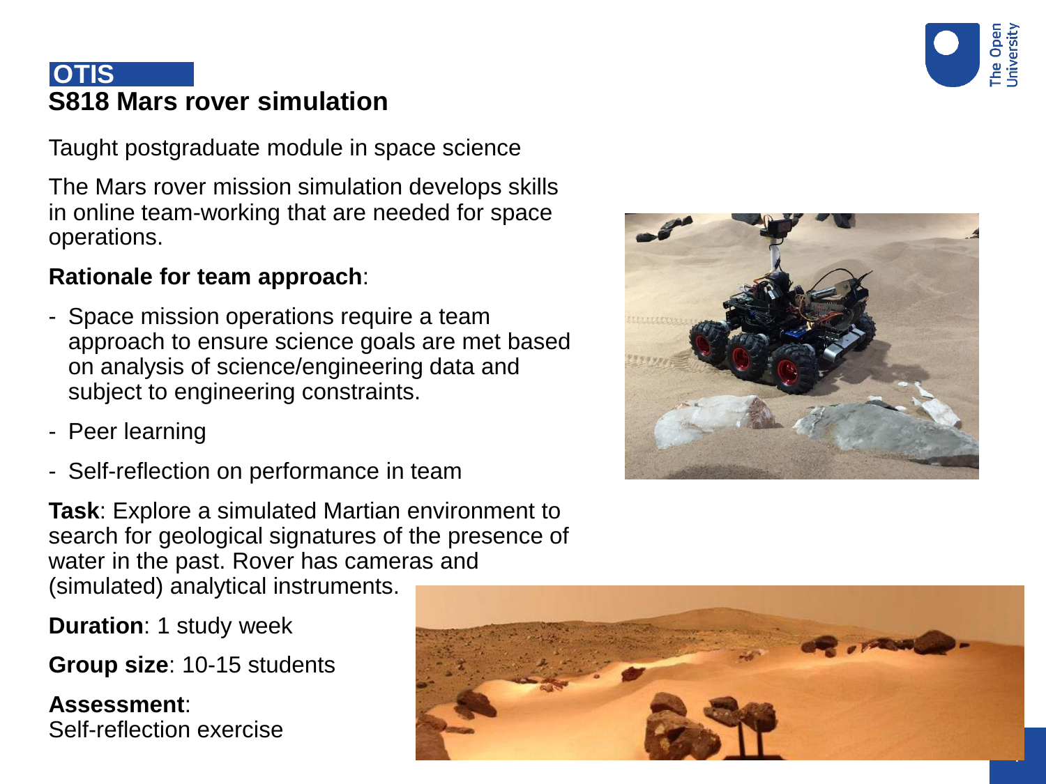OTIS

## S818 Mars rover simulation

Taught postgraduate module in space science

The Mars rover mission simulation develops skills in online team-working that are needed for space operations.

**Rationale for team approach**:

- Space mission operations require a team approach to ensure science goals are met based on analysis of science/engineering data and subject to engineering constraints.
- Peer learning
- Self-reflection on performance in team

**Task**: Explore a simulated Martian environment to search for geological signatures of the presence of water in the past. Rover has cameras and (simulated) analytical instruments.

**Duration**: 1 study week

**Group size**: 10-15 students

**Assessment**:
Self-reflection exercise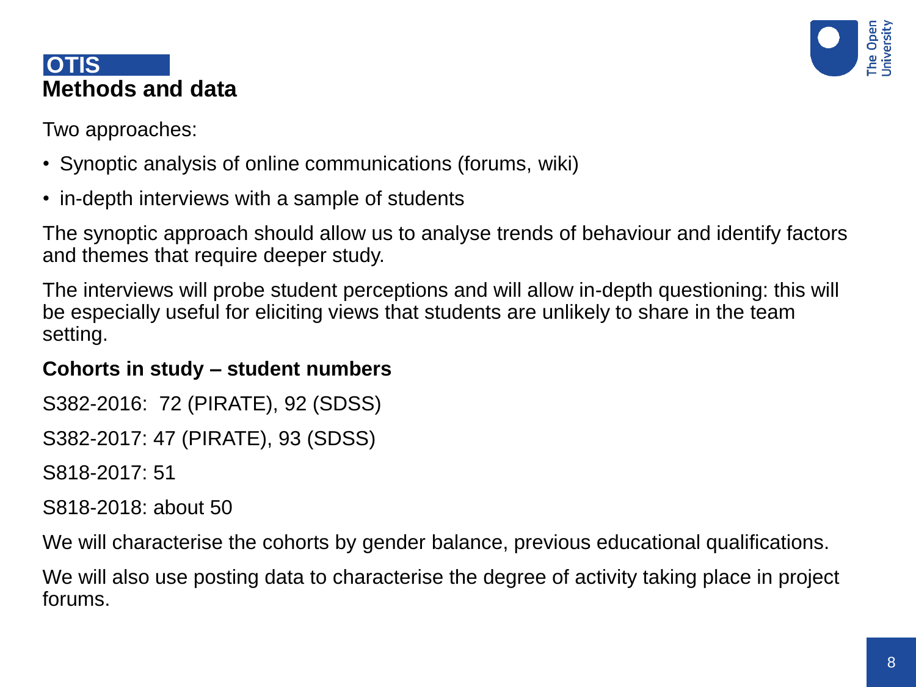**OTIS**

# Methods and data

Two approaches:

- Synoptic analysis of online communications (forums, wiki)
- in-depth interviews with a sample of students

The synoptic approach should allow us to analyse trends of behaviour and identify factors and themes that require deeper study.

The interviews will probe student perceptions and will allow in-depth questioning: this will be especially useful for eliciting views that students are unlikely to share in the team setting.

**Cohorts in study – student numbers**

S382-2016: 72 (PIRATE), 92 (SDSS)

S382-2017: 47 (PIRATE), 93 (SDSS)

S818-2017: 51

S818-2018: about 50

We will characterise the cohorts by gender balance, previous educational qualifications.

We will also use posting data to characterise the degree of activity taking place in project forums.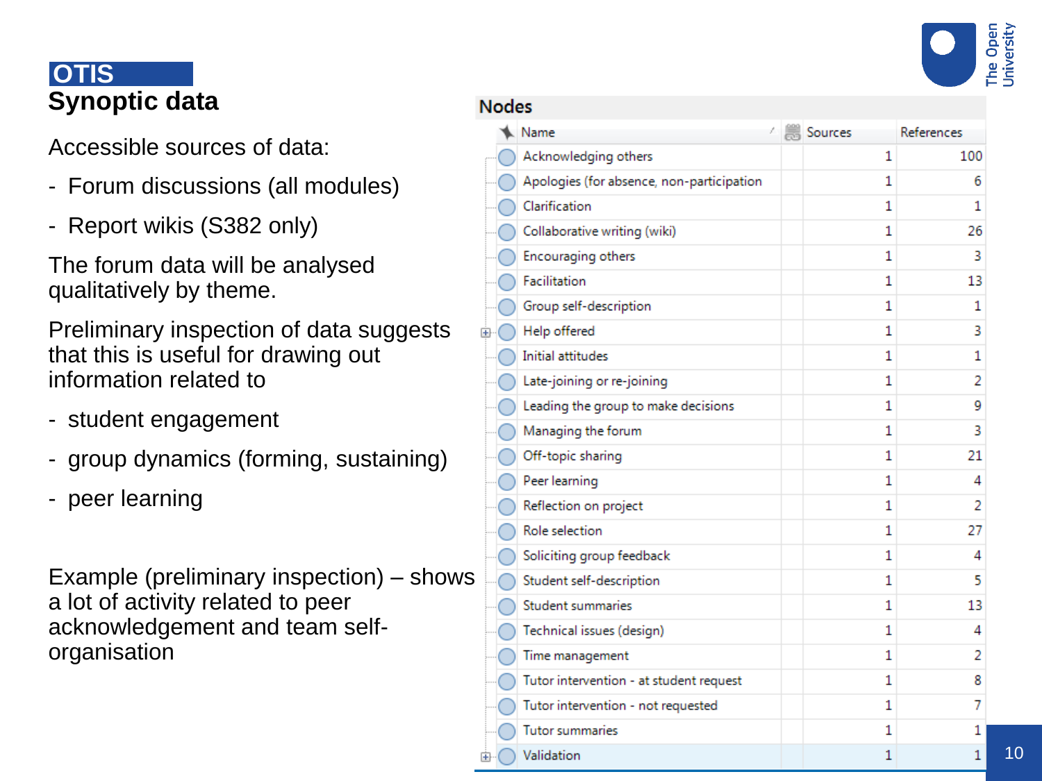# OTIS

## Synoptic data

Accessible sources of data:

- Forum discussions (all modules)
- Report wikis (S382 only)

The forum data will be analysed qualitatively by theme.

Preliminary inspection of data suggests that this is useful for drawing out information related to

- student engagement
- group dynamics (forming, sustaining)
- peer learning

Example (preliminary inspection) – shows a lot of activity related to peer acknowledgement and team self-organisation

**Nodes**

| Name | Sources | References |
|---|---|---|
| Acknowledging others | 1 | 100 |
| Apologies (for absence, non-participation | 1 | 6 |
| Clarification | 1 | 1 |
| Collaborative writing (wiki) | 1 | 26 |
| Encouraging others | 1 | 3 |
| Facilitation | 1 | 13 |
| Group self-description | 1 | 1 |
| Help offered | 1 | 3 |
| Initial attitudes | 1 | 1 |
| Late-joining or re-joining | 1 | 2 |
| Leading the group to make decisions | 1 | 9 |
| Managing the forum | 1 | 3 |
| Off-topic sharing | 1 | 21 |
| Peer learning | 1 | 4 |
| Reflection on project | 1 | 2 |
| Role selection | 1 | 27 |
| Soliciting group feedback | 1 | 4 |
| Student self-description | 1 | 5 |
| Student summaries | 1 | 13 |
| Technical issues (design) | 1 | 4 |
| Time management | 1 | 2 |
| Tutor intervention - at student request | 1 | 8 |
| Tutor intervention - not requested | 1 | 7 |
| Tutor summaries | 1 | 1 |
| Validation | 1 | 1 |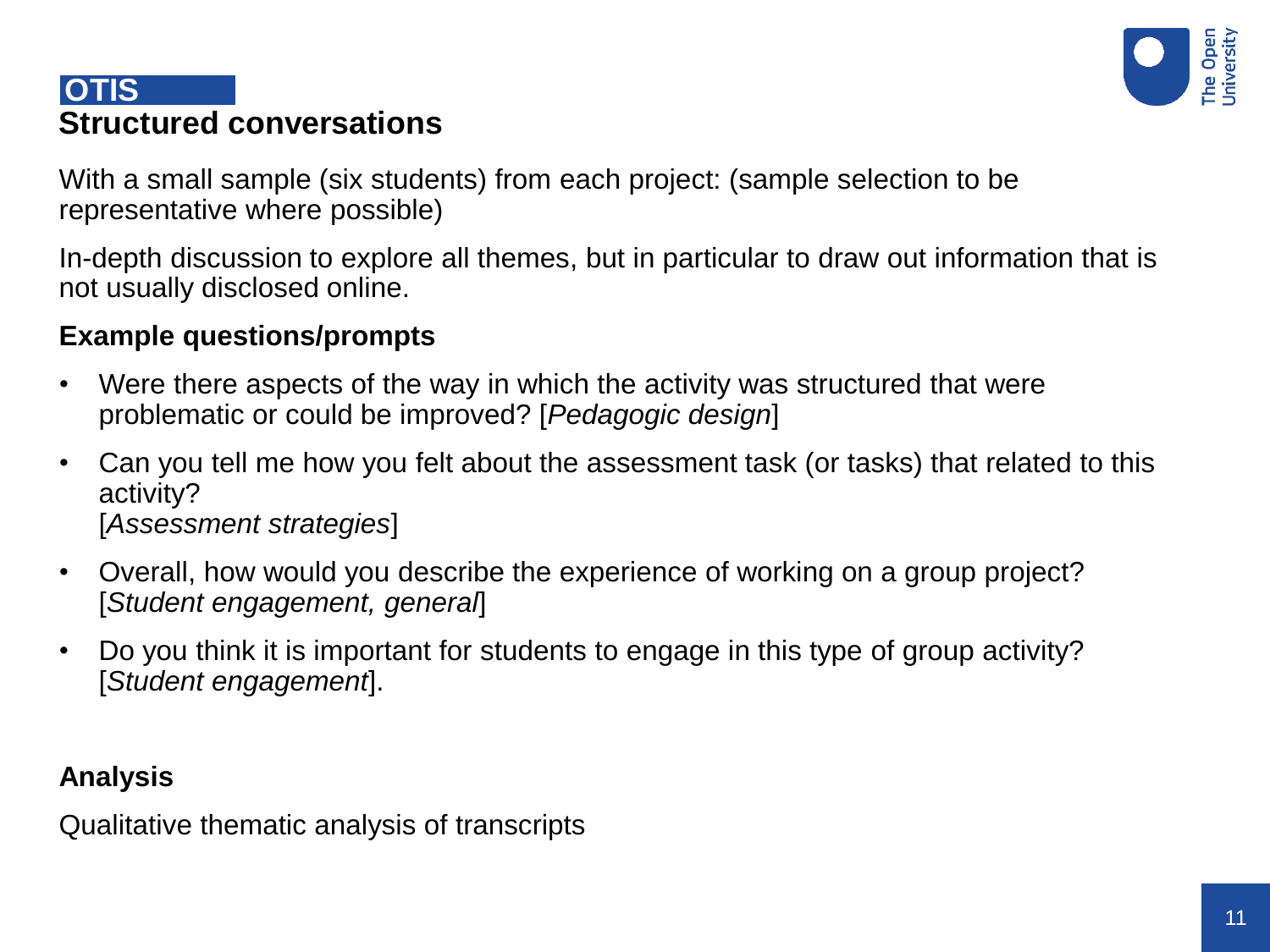**OTIS**

# Structured conversations

With a small sample (six students) from each project: (sample selection to be representative where possible)

In-depth discussion to explore all themes, but in particular to draw out information that is not usually disclosed online.

### Example questions/prompts

- Were there aspects of the way in which the activity was structured that were problematic or could be improved? [*Pedagogic design*]
- Can you tell me how you felt about the assessment task (or tasks) that related to this activity? [*Assessment strategies*]
- Overall, how would you describe the experience of working on a group project? [*Student engagement, general*]
- Do you think it is important for students to engage in this type of group activity? [*Student engagement*].

### Analysis

Qualitative thematic analysis of transcripts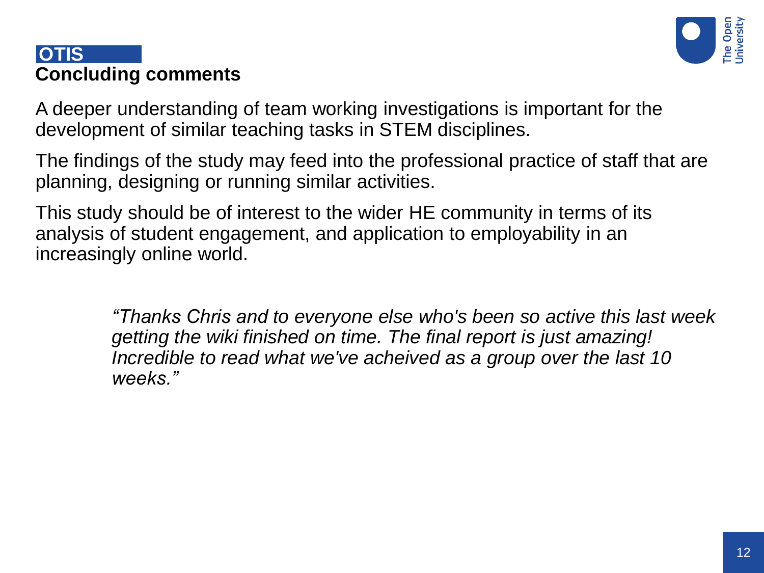**OTIS**

## Concluding comments

A deeper understanding of team working investigations is important for the development of similar teaching tasks in STEM disciplines.

The findings of the study may feed into the professional practice of staff that are planning, designing or running similar activities.

This study should be of interest to the wider HE community in terms of its analysis of student engagement, and application to employability in an increasingly online world.

> *"Thanks Chris and to everyone else who's been so active this last week getting the wiki finished on time. The final report is just amazing! Incredible to read what we've acheived as a group over the last 10 weeks."*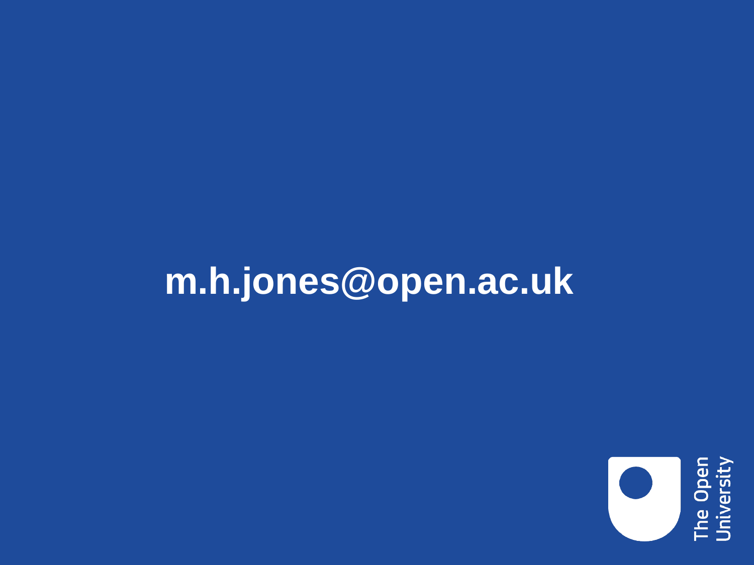**m.h.jones@open.ac.uk**

The Open University